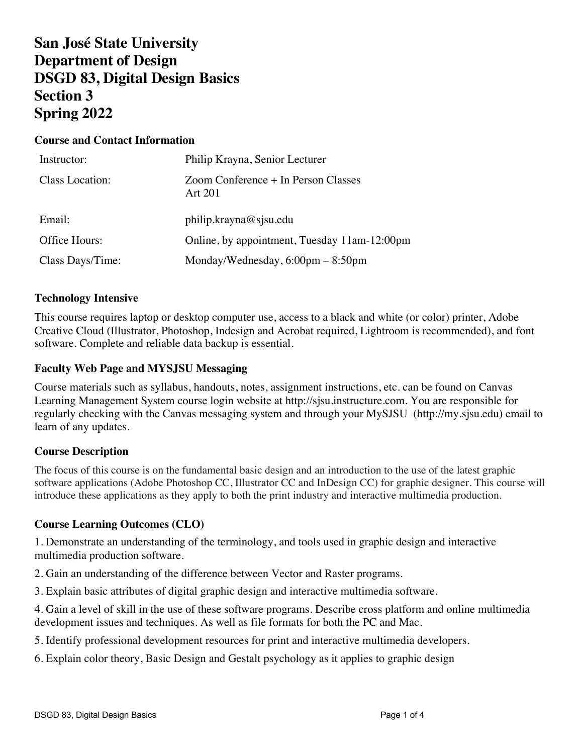# San José State University
# Department of Design
# DSGD 83, Digital Design Basics
# Section 3
# Spring 2022

## Course and Contact Information

| | |
|---|---|
| Instructor: | Philip Krayna, Senior Lecturer |
| Class Location: | Zoom Conference + In Person Classes<br>Art 201 |
| Email: | philip.krayna@sjsu.edu |
| Office Hours: | Online, by appointment, Tuesday 11am-12:00pm |
| Class Days/Time: | Monday/Wednesday, 6:00pm – 8:50pm |

## Technology Intensive

This course requires laptop or desktop computer use, access to a black and white (or color) printer, Adobe Creative Cloud (Illustrator, Photoshop, Indesign and Acrobat required, Lightroom is recommended), and font software. Complete and reliable data backup is essential.

## Faculty Web Page and MYSJSU Messaging

Course materials such as syllabus, handouts, notes, assignment instructions, etc. can be found on Canvas Learning Management System course login website at http://sjsu.instructure.com. You are responsible for regularly checking with the Canvas messaging system and through your MySJSU (http://my.sjsu.edu) email to learn of any updates.

## Course Description

The focus of this course is on the fundamental basic design and an introduction to the use of the latest graphic software applications (Adobe Photoshop CC, Illustrator CC and InDesign CC) for graphic designer. This course will introduce these applications as they apply to both the print industry and interactive multimedia production.

## Course Learning Outcomes (CLO)

1. Demonstrate an understanding of the terminology, and tools used in graphic design and interactive multimedia production software.
2. Gain an understanding of the difference between Vector and Raster programs.
3. Explain basic attributes of digital graphic design and interactive multimedia software.
4. Gain a level of skill in the use of these software programs. Describe cross platform and online multimedia development issues and techniques. As well as file formats for both the PC and Mac.
5. Identify professional development resources for print and interactive multimedia developers.
6. Explain color theory, Basic Design and Gestalt psychology as it applies to graphic design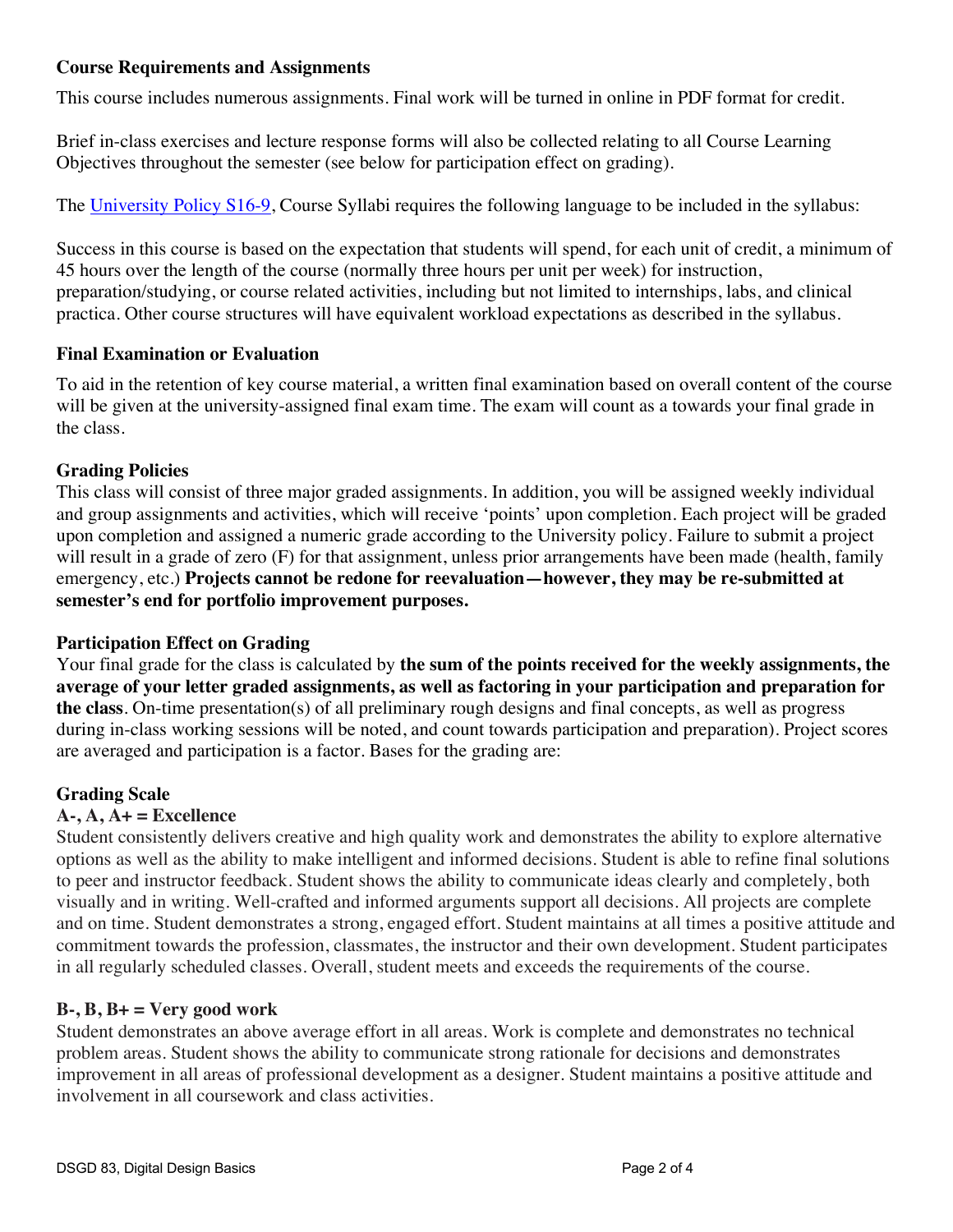### Course Requirements and Assignments

This course includes numerous assignments. Final work will be turned in online in PDF format for credit.

Brief in-class exercises and lecture response forms will also be collected relating to all Course Learning Objectives throughout the semester (see below for participation effect on grading).

The [University Policy S16-9](), Course Syllabi requires the following language to be included in the syllabus:

Success in this course is based on the expectation that students will spend, for each unit of credit, a minimum of 45 hours over the length of the course (normally three hours per unit per week) for instruction, preparation/studying, or course related activities, including but not limited to internships, labs, and clinical practica. Other course structures will have equivalent workload expectations as described in the syllabus.

### Final Examination or Evaluation

To aid in the retention of key course material, a written final examination based on overall content of the course will be given at the university-assigned final exam time. The exam will count as a towards your final grade in the class.

### Grading Policies

This class will consist of three major graded assignments. In addition, you will be assigned weekly individual and group assignments and activities, which will receive 'points' upon completion. Each project will be graded upon completion and assigned a numeric grade according to the University policy. Failure to submit a project will result in a grade of zero (F) for that assignment, unless prior arrangements have been made (health, family emergency, etc.) **Projects cannot be redone for reevaluation—however, they may be re-submitted at semester's end for portfolio improvement purposes.**

### Participation Effect on Grading

Your final grade for the class is calculated by **the sum of the points received for the weekly assignments, the average of your letter graded assignments, as well as factoring in your participation and preparation for the class**. On-time presentation(s) of all preliminary rough designs and final concepts, as well as progress during in-class working sessions will be noted, and count towards participation and preparation). Project scores are averaged and participation is a factor. Bases for the grading are:

### Grading Scale

**A-, A, A+ = Excellence**

Student consistently delivers creative and high quality work and demonstrates the ability to explore alternative options as well as the ability to make intelligent and informed decisions. Student is able to refine final solutions to peer and instructor feedback. Student shows the ability to communicate ideas clearly and completely, both visually and in writing. Well-crafted and informed arguments support all decisions. All projects are complete and on time. Student demonstrates a strong, engaged effort. Student maintains at all times a positive attitude and commitment towards the profession, classmates, the instructor and their own development. Student participates in all regularly scheduled classes. Overall, student meets and exceeds the requirements of the course.

**B-, B, B+ = Very good work**

Student demonstrates an above average effort in all areas. Work is complete and demonstrates no technical problem areas. Student shows the ability to communicate strong rationale for decisions and demonstrates improvement in all areas of professional development as a designer. Student maintains a positive attitude and involvement in all coursework and class activities.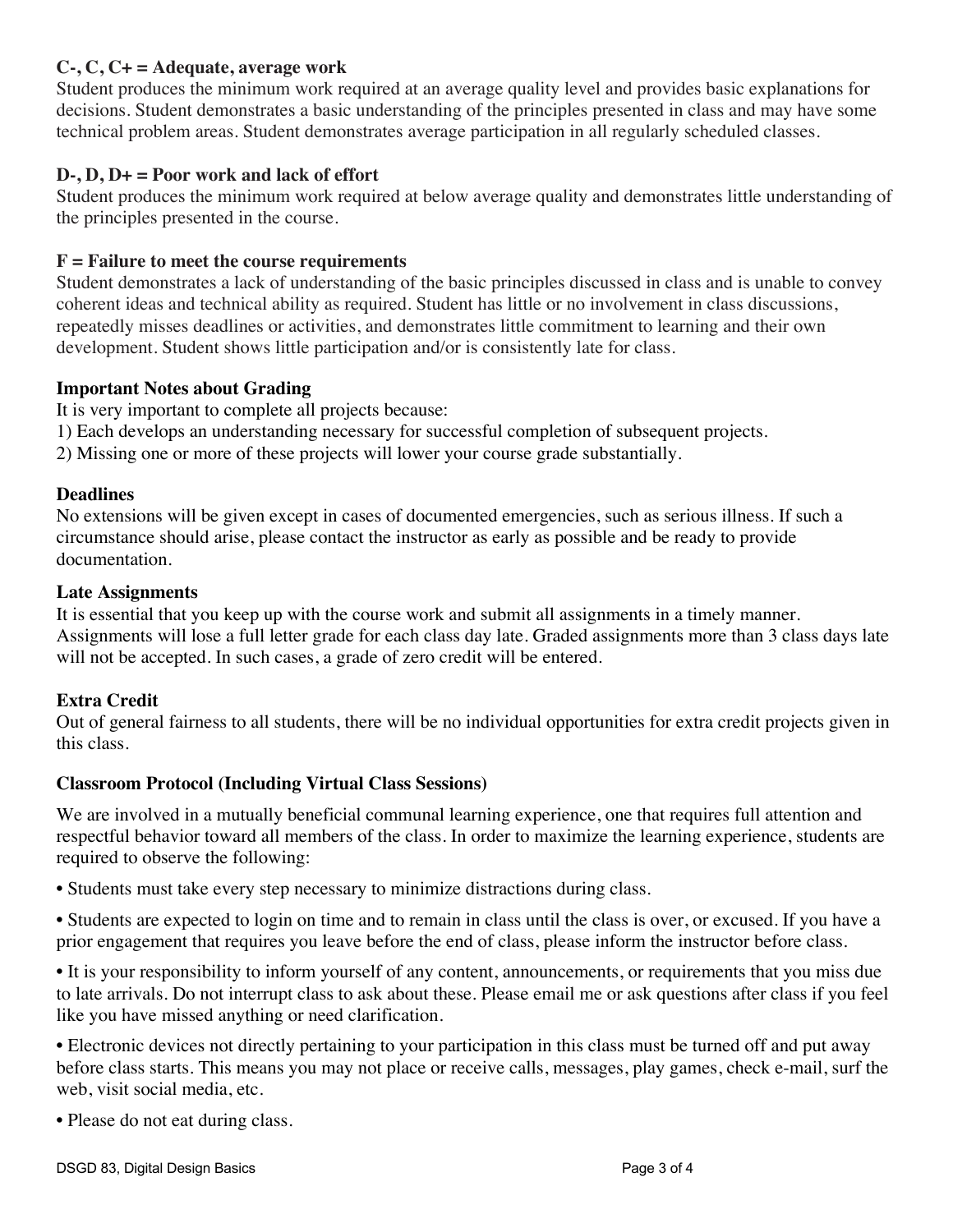**C-, C, C+ = Adequate, average work**
Student produces the minimum work required at an average quality level and provides basic explanations for decisions. Student demonstrates a basic understanding of the principles presented in class and may have some technical problem areas. Student demonstrates average participation in all regularly scheduled classes.

**D-, D, D+ = Poor work and lack of effort**
Student produces the minimum work required at below average quality and demonstrates little understanding of the principles presented in the course.

**F = Failure to meet the course requirements**
Student demonstrates a lack of understanding of the basic principles discussed in class and is unable to convey coherent ideas and technical ability as required. Student has little or no involvement in class discussions, repeatedly misses deadlines or activities, and demonstrates little commitment to learning and their own development. Student shows little participation and/or is consistently late for class.

**Important Notes about Grading**
It is very important to complete all projects because:
1) Each develops an understanding necessary for successful completion of subsequent projects.
2) Missing one or more of these projects will lower your course grade substantially.

**Deadlines**
No extensions will be given except in cases of documented emergencies, such as serious illness. If such a circumstance should arise, please contact the instructor as early as possible and be ready to provide documentation.

**Late Assignments**
It is essential that you keep up with the course work and submit all assignments in a timely manner. Assignments will lose a full letter grade for each class day late. Graded assignments more than 3 class days late will not be accepted. In such cases, a grade of zero credit will be entered.

**Extra Credit**
Out of general fairness to all students, there will be no individual opportunities for extra credit projects given in this class.

**Classroom Protocol (Including Virtual Class Sessions)**

We are involved in a mutually beneficial communal learning experience, one that requires full attention and respectful behavior toward all members of the class. In order to maximize the learning experience, students are required to observe the following:

- Students must take every step necessary to minimize distractions during class.

- Students are expected to login on time and to remain in class until the class is over, or excused. If you have a prior engagement that requires you leave before the end of class, please inform the instructor before class.

- It is your responsibility to inform yourself of any content, announcements, or requirements that you miss due to late arrivals. Do not interrupt class to ask about these. Please email me or ask questions after class if you feel like you have missed anything or need clarification.

- Electronic devices not directly pertaining to your participation in this class must be turned off and put away before class starts. This means you may not place or receive calls, messages, play games, check e-mail, surf the web, visit social media, etc.

- Please do not eat during class.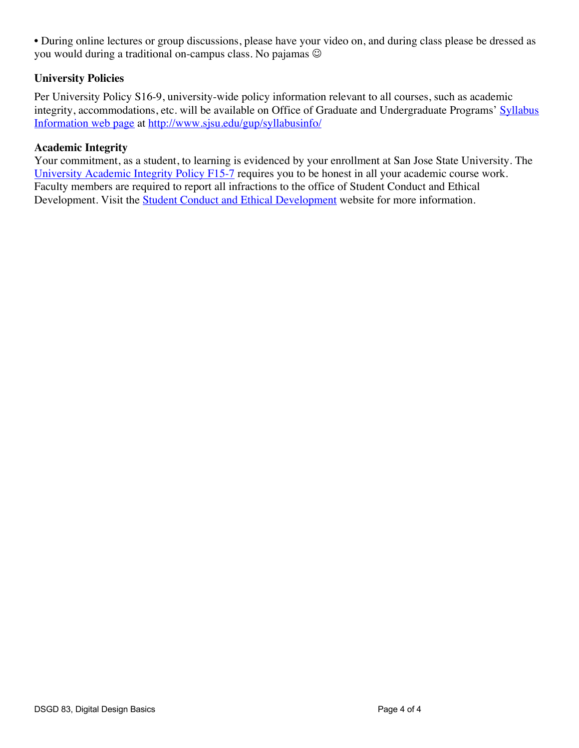• During online lectures or group discussions, please have your video on, and during class please be dressed as you would during a traditional on-campus class. No pajamas ☺

### University Policies

Per University Policy S16-9, university-wide policy information relevant to all courses, such as academic integrity, accommodations, etc. will be available on Office of Graduate and Undergraduate Programs' [Syllabus Information web page](http://www.sjsu.edu/gup/syllabusinfo/) at [http://www.sjsu.edu/gup/syllabusinfo/](http://www.sjsu.edu/gup/syllabusinfo/)

### Academic Integrity

Your commitment, as a student, to learning is evidenced by your enrollment at San Jose State University. The University Academic Integrity Policy F15-7 requires you to be honest in all your academic course work. Faculty members are required to report all infractions to the office of Student Conduct and Ethical Development. Visit the Student Conduct and Ethical Development website for more information.